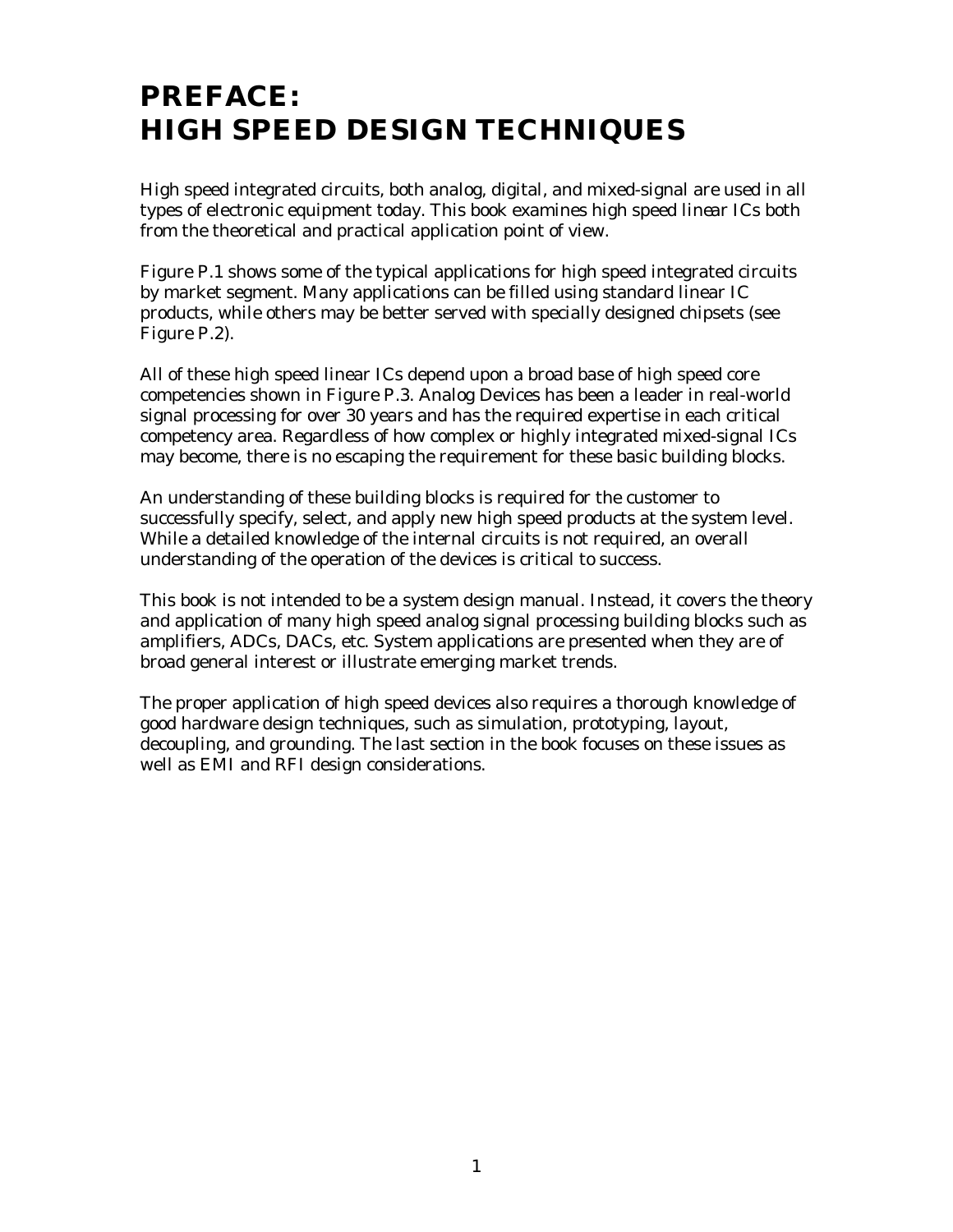# PREFACE:
# HIGH SPEED DESIGN TECHNIQUES

High speed integrated circuits, both analog, digital, and mixed-signal are used in all types of electronic equipment today. This book examines high speed linear ICs both from the theoretical and practical application point of view.

Figure P.1 shows some of the typical applications for high speed integrated circuits by market segment. Many applications can be filled using standard linear IC products, while others may be better served with specially designed chipsets (see Figure P.2).

All of these high speed linear ICs depend upon a broad base of high speed core competencies shown in Figure P.3. Analog Devices has been a leader in real-world signal processing for over 30 years and has the required expertise in each critical competency area. Regardless of how complex or highly integrated mixed-signal ICs may become, there is no escaping the requirement for these basic building blocks.

An understanding of these building blocks is required for the customer to successfully specify, select, and apply new high speed products at the system level. While a detailed knowledge of the internal circuits is not required, an overall understanding of the operation of the devices is critical to success.

This book is not intended to be a system design manual. Instead, it covers the theory and application of many high speed analog signal processing building blocks such as amplifiers, ADCs, DACs, etc. System applications are presented when they are of broad general interest or illustrate emerging market trends.

The proper application of high speed devices also requires a thorough knowledge of good hardware design techniques, such as simulation, prototyping, layout, decoupling, and grounding. The last section in the book focuses on these issues as well as EMI and RFI design considerations.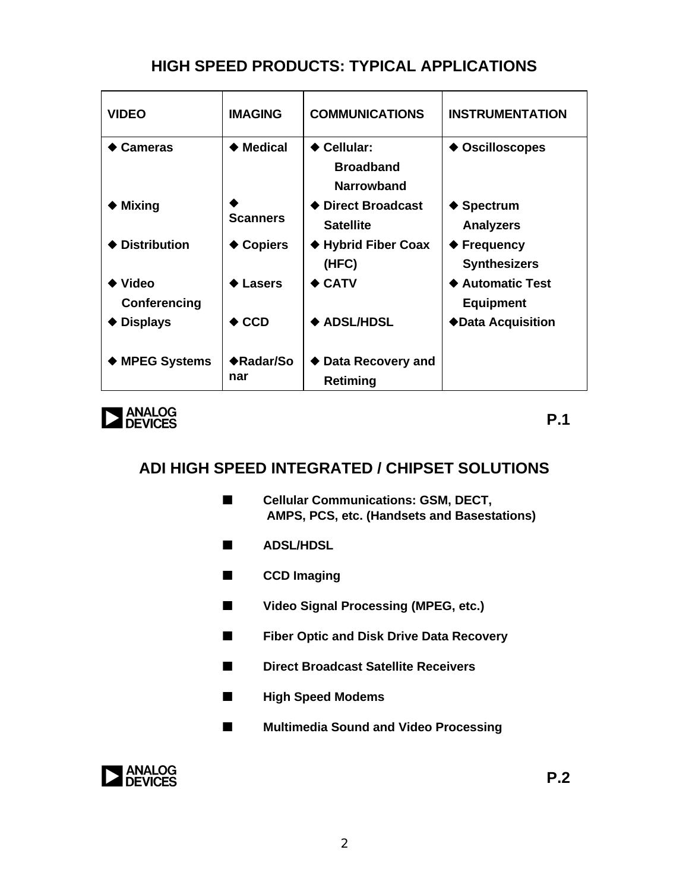## HIGH SPEED PRODUCTS: TYPICAL APPLICATIONS

| VIDEO | IMAGING | COMMUNICATIONS | INSTRUMENTATION |
|---|---|---|---|
| ◆ Cameras | ◆ Medical | ◆ Cellular: Broadband Narrowband | ◆ Oscilloscopes |
| ◆ Mixing | ◆ Scanners | ◆ Direct Broadcast Satellite | ◆ Spectrum Analyzers |
| ◆ Distribution | ◆ Copiers | ◆ Hybrid Fiber Coax (HFC) | ◆ Frequency Synthesizers |
| ◆ Video Conferencing | ◆ Lasers | ◆ CATV | ◆ Automatic Test Equipment |
| ◆ Displays | ◆ CCD | ◆ ADSL/HDSL | ◆Data Acquisition |
| ◆ MPEG Systems | ◆Radar/Sonar | ◆ Data Recovery and Retiming | |

**P.1**

## ADI HIGH SPEED INTEGRATED / CHIPSET SOLUTIONS

- Cellular Communications: GSM, DECT, AMPS, PCS, etc. (Handsets and Basestations)
- ADSL/HDSL
- CCD Imaging
- Video Signal Processing (MPEG, etc.)
- Fiber Optic and Disk Drive Data Recovery
- Direct Broadcast Satellite Receivers
- High Speed Modems
- Multimedia Sound and Video Processing

**P.2**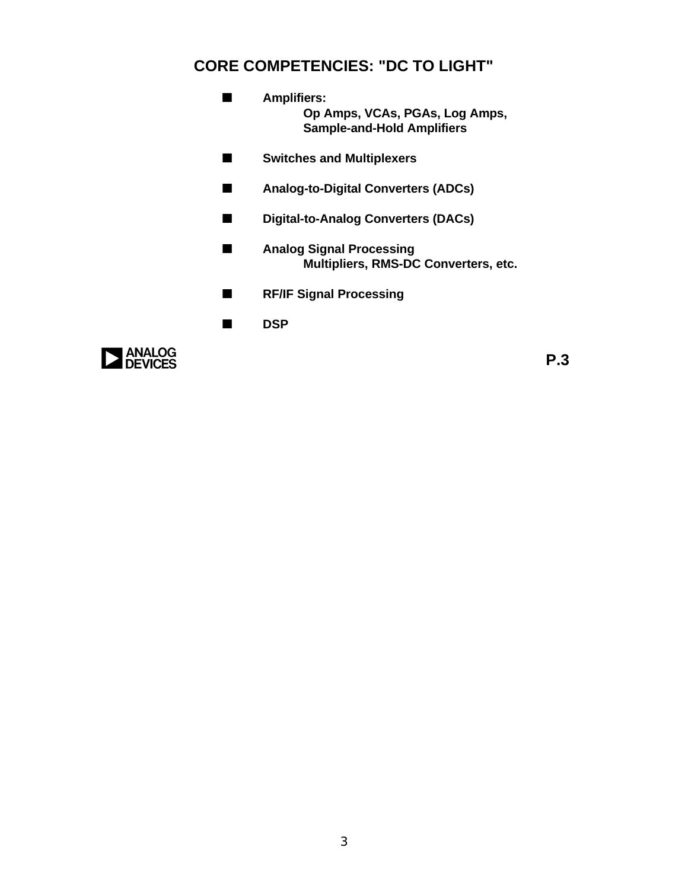# CORE COMPETENCIES: "DC TO LIGHT"

- **Amplifiers:**
  - **Op Amps, VCAs, PGAs, Log Amps, Sample-and-Hold Amplifiers**
- **Switches and Multiplexers**
- **Analog-to-Digital Converters (ADCs)**
- **Digital-to-Analog Converters (DACs)**
- **Analog Signal Processing**
  - **Multipliers, RMS-DC Converters, etc.**
- **RF/IF Signal Processing**
- **DSP**

ANALOG DEVICES

**P.3**